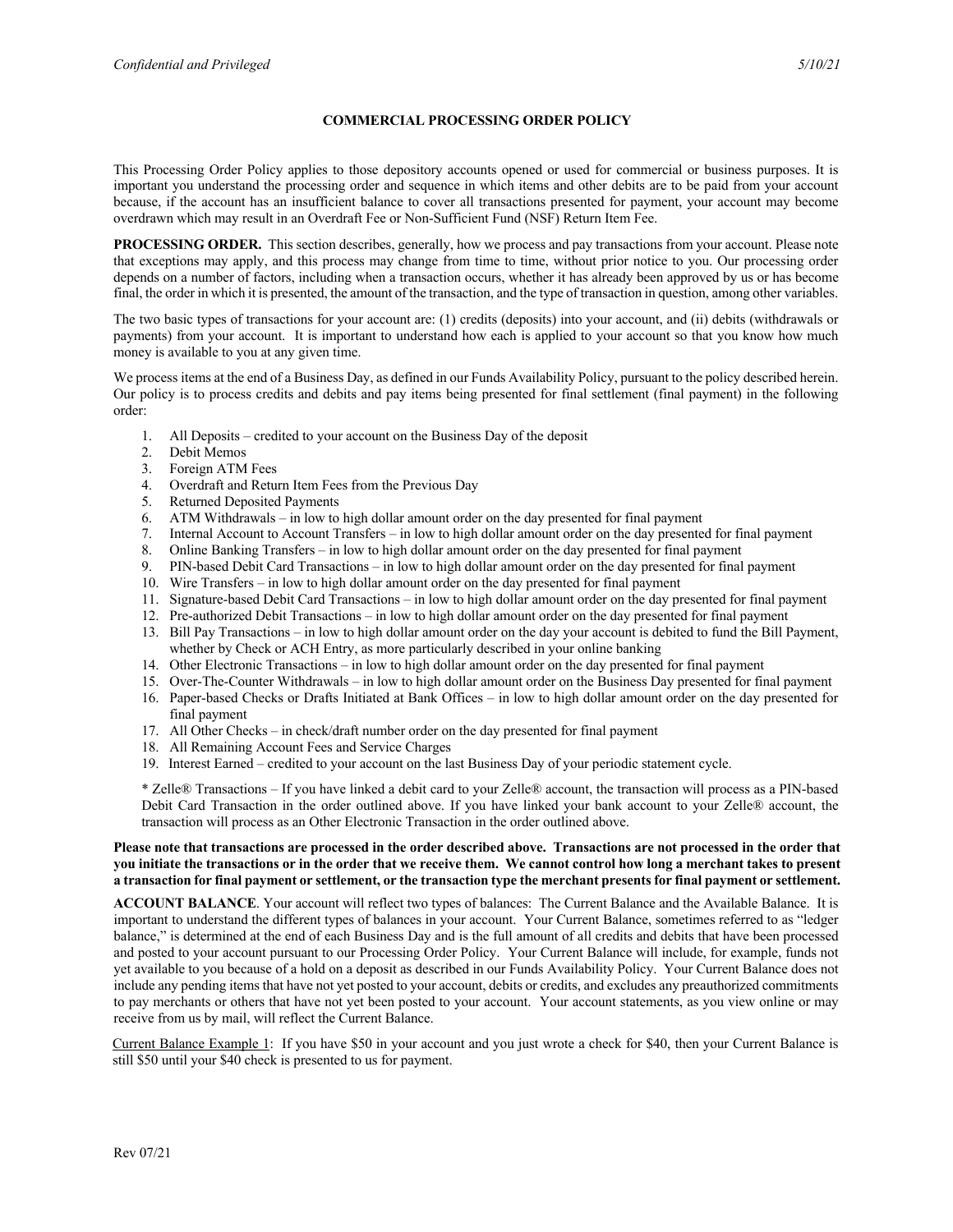# COMMERCIAL PROCESSING ORDER POLICY

This Processing Order Policy applies to those depository accounts opened or used for commercial or business purposes. It is important you understand the processing order and sequence in which items and other debits are to be paid from your account because, if the account has an insufficient balance to cover all transactions presented for payment, your account may become overdrawn which may result in an Overdraft Fee or Non-Sufficient Fund (NSF) Return Item Fee.

**PROCESSING ORDER.** This section describes, generally, how we process and pay transactions from your account. Please note that exceptions may apply, and this process may change from time to time, without prior notice to you. Our processing order depends on a number of factors, including when a transaction occurs, whether it has already been approved by us or has become final, the order in which it is presented, the amount of the transaction, and the type of transaction in question, among other variables.

The two basic types of transactions for your account are: (1) credits (deposits) into your account, and (ii) debits (withdrawals or payments) from your account. It is important to understand how each is applied to your account so that you know how much money is available to you at any given time.

We process items at the end of a Business Day, as defined in our Funds Availability Policy, pursuant to the policy described herein. Our policy is to process credits and debits and pay items being presented for final settlement (final payment) in the following order:

1. All Deposits – credited to your account on the Business Day of the deposit
2. Debit Memos
3. Foreign ATM Fees
4. Overdraft and Return Item Fees from the Previous Day
5. Returned Deposited Payments
6. ATM Withdrawals – in low to high dollar amount order on the day presented for final payment
7. Internal Account to Account Transfers – in low to high dollar amount order on the day presented for final payment
8. Online Banking Transfers – in low to high dollar amount order on the day presented for final payment
9. PIN-based Debit Card Transactions – in low to high dollar amount order on the day presented for final payment
10. Wire Transfers – in low to high dollar amount order on the day presented for final payment
11. Signature-based Debit Card Transactions – in low to high dollar amount order on the day presented for final payment
12. Pre-authorized Debit Transactions – in low to high dollar amount order on the day presented for final payment
13. Bill Pay Transactions – in low to high dollar amount order on the day your account is debited to fund the Bill Payment, whether by Check or ACH Entry, as more particularly described in your online banking
14. Other Electronic Transactions – in low to high dollar amount order on the day presented for final payment
15. Over-The-Counter Withdrawals – in low to high dollar amount order on the Business Day presented for final payment
16. Paper-based Checks or Drafts Initiated at Bank Offices – in low to high dollar amount order on the day presented for final payment
17. All Other Checks – in check/draft number order on the day presented for final payment
18. All Remaining Account Fees and Service Charges
19. Interest Earned – credited to your account on the last Business Day of your periodic statement cycle.

\* Zelle® Transactions – If you have linked a debit card to your Zelle® account, the transaction will process as a PIN-based Debit Card Transaction in the order outlined above. If you have linked your bank account to your Zelle® account, the transaction will process as an Other Electronic Transaction in the order outlined above.

**Please note that transactions are processed in the order described above. Transactions are not processed in the order that you initiate the transactions or in the order that we receive them. We cannot control how long a merchant takes to present a transaction for final payment or settlement, or the transaction type the merchant presents for final payment or settlement.**

**ACCOUNT BALANCE**. Your account will reflect two types of balances: The Current Balance and the Available Balance. It is important to understand the different types of balances in your account. Your Current Balance, sometimes referred to as "ledger balance," is determined at the end of each Business Day and is the full amount of all credits and debits that have been processed and posted to your account pursuant to our Processing Order Policy. Your Current Balance will include, for example, funds not yet available to you because of a hold on a deposit as described in our Funds Availability Policy. Your Current Balance does not include any pending items that have not yet posted to your account, debits or credits, and excludes any preauthorized commitments to pay merchants or others that have not yet been posted to your account. Your account statements, as you view online or may receive from us by mail, will reflect the Current Balance.

Current Balance Example 1: If you have $50 in your account and you just wrote a check for $40, then your Current Balance is still $50 until your $40 check is presented to us for payment.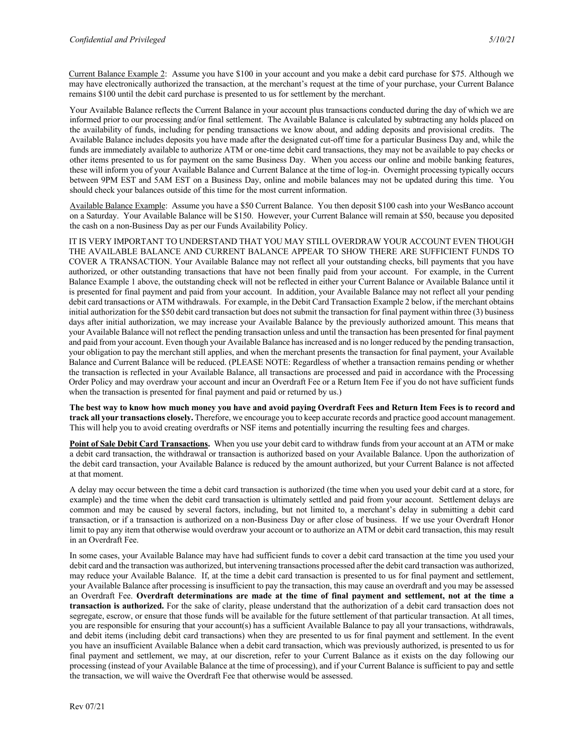<u>Current Balance Example 2</u>: Assume you have $100 in your account and you make a debit card purchase for $75. Although we may have electronically authorized the transaction, at the merchant's request at the time of your purchase, your Current Balance remains $100 until the debit card purchase is presented to us for settlement by the merchant.

Your Available Balance reflects the Current Balance in your account plus transactions conducted during the day of which we are informed prior to our processing and/or final settlement. The Available Balance is calculated by subtracting any holds placed on the availability of funds, including for pending transactions we know about, and adding deposits and provisional credits. The Available Balance includes deposits you have made after the designated cut-off time for a particular Business Day and, while the funds are immediately available to authorize ATM or one-time debit card transactions, they may not be available to pay checks or other items presented to us for payment on the same Business Day. When you access our online and mobile banking features, these will inform you of your Available Balance and Current Balance at the time of log-in. Overnight processing typically occurs between 9PM EST and 5AM EST on a Business Day, online and mobile balances may not be updated during this time. You should check your balances outside of this time for the most current information.

<u>Available Balance Example</u>: Assume you have a $50 Current Balance. You then deposit $100 cash into your WesBanco account on a Saturday. Your Available Balance will be $150. However, your Current Balance will remain at $50, because you deposited the cash on a non-Business Day as per our Funds Availability Policy.

IT IS VERY IMPORTANT TO UNDERSTAND THAT YOU MAY STILL OVERDRAW YOUR ACCOUNT EVEN THOUGH THE AVAILABLE BALANCE AND CURRENT BALANCE APPEAR TO SHOW THERE ARE SUFFICIENT FUNDS TO COVER A TRANSACTION. Your Available Balance may not reflect all your outstanding checks, bill payments that you have authorized, or other outstanding transactions that have not been finally paid from your account. For example, in the Current Balance Example 1 above, the outstanding check will not be reflected in either your Current Balance or Available Balance until it is presented for final payment and paid from your account. In addition, your Available Balance may not reflect all your pending debit card transactions or ATM withdrawals. For example, in the Debit Card Transaction Example 2 below, if the merchant obtains initial authorization for the $50 debit card transaction but does not submit the transaction for final payment within three (3) business days after initial authorization, we may increase your Available Balance by the previously authorized amount. This means that your Available Balance will not reflect the pending transaction unless and until the transaction has been presented for final payment and paid from your account. Even though your Available Balance has increased and is no longer reduced by the pending transaction, your obligation to pay the merchant still applies, and when the merchant presents the transaction for final payment, your Available Balance and Current Balance will be reduced. (PLEASE NOTE: Regardless of whether a transaction remains pending or whether the transaction is reflected in your Available Balance, all transactions are processed and paid in accordance with the Processing Order Policy and may overdraw your account and incur an Overdraft Fee or a Return Item Fee if you do not have sufficient funds when the transaction is presented for final payment and paid or returned by us.)

**The best way to know how much money you have and avoid paying Overdraft Fees and Return Item Fees is to record and track all your transactions closely.** Therefore, we encourage you to keep accurate records and practice good account management. This will help you to avoid creating overdrafts or NSF items and potentially incurring the resulting fees and charges.

**<u>Point of Sale Debit Card Transactions</u>.** When you use your debit card to withdraw funds from your account at an ATM or make a debit card transaction, the withdrawal or transaction is authorized based on your Available Balance. Upon the authorization of the debit card transaction, your Available Balance is reduced by the amount authorized, but your Current Balance is not affected at that moment.

A delay may occur between the time a debit card transaction is authorized (the time when you used your debit card at a store, for example) and the time when the debit card transaction is ultimately settled and paid from your account. Settlement delays are common and may be caused by several factors, including, but not limited to, a merchant's delay in submitting a debit card transaction, or if a transaction is authorized on a non-Business Day or after close of business. If we use your Overdraft Honor limit to pay any item that otherwise would overdraw your account or to authorize an ATM or debit card transaction, this may result in an Overdraft Fee.

In some cases, your Available Balance may have had sufficient funds to cover a debit card transaction at the time you used your debit card and the transaction was authorized, but intervening transactions processed after the debit card transaction was authorized, may reduce your Available Balance. If, at the time a debit card transaction is presented to us for final payment and settlement, your Available Balance after processing is insufficient to pay the transaction, this may cause an overdraft and you may be assessed an Overdraft Fee. **Overdraft determinations are made at the time of final payment and settlement, not at the time a transaction is authorized.** For the sake of clarity, please understand that the authorization of a debit card transaction does not segregate, escrow, or ensure that those funds will be available for the future settlement of that particular transaction. At all times, you are responsible for ensuring that your account(s) has a sufficient Available Balance to pay all your transactions, withdrawals, and debit items (including debit card transactions) when they are presented to us for final payment and settlement. In the event you have an insufficient Available Balance when a debit card transaction, which was previously authorized, is presented to us for final payment and settlement, we may, at our discretion, refer to your Current Balance as it exists on the day following our processing (instead of your Available Balance at the time of processing), and if your Current Balance is sufficient to pay and settle the transaction, we will waive the Overdraft Fee that otherwise would be assessed.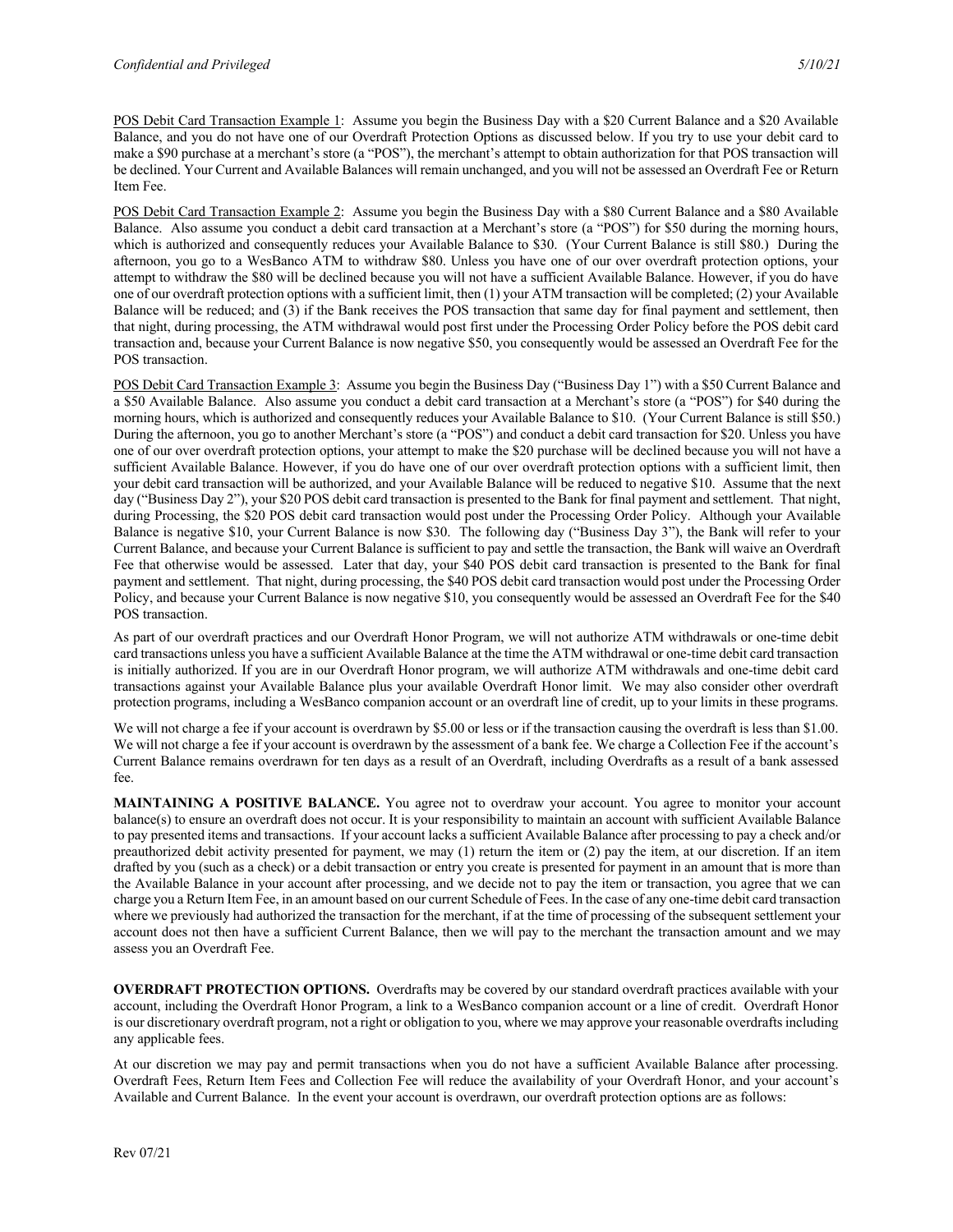POS Debit Card Transaction Example 1: Assume you begin the Business Day with a $20 Current Balance and a $20 Available Balance, and you do not have one of our Overdraft Protection Options as discussed below. If you try to use your debit card to make a $90 purchase at a merchant's store (a "POS"), the merchant's attempt to obtain authorization for that POS transaction will be declined. Your Current and Available Balances will remain unchanged, and you will not be assessed an Overdraft Fee or Return Item Fee.

POS Debit Card Transaction Example 2: Assume you begin the Business Day with a $80 Current Balance and a $80 Available Balance. Also assume you conduct a debit card transaction at a Merchant's store (a "POS") for $50 during the morning hours, which is authorized and consequently reduces your Available Balance to $30. (Your Current Balance is still $80.) During the afternoon, you go to a WesBanco ATM to withdraw $80. Unless you have one of our over overdraft protection options, your attempt to withdraw the $80 will be declined because you will not have a sufficient Available Balance. However, if you do have one of our overdraft protection options with a sufficient limit, then (1) your ATM transaction will be completed; (2) your Available Balance will be reduced; and (3) if the Bank receives the POS transaction that same day for final payment and settlement, then that night, during processing, the ATM withdrawal would post first under the Processing Order Policy before the POS debit card transaction and, because your Current Balance is now negative $50, you consequently would be assessed an Overdraft Fee for the POS transaction.

POS Debit Card Transaction Example 3: Assume you begin the Business Day ("Business Day 1") with a $50 Current Balance and a $50 Available Balance. Also assume you conduct a debit card transaction at a Merchant's store (a "POS") for $40 during the morning hours, which is authorized and consequently reduces your Available Balance to $10. (Your Current Balance is still $50.) During the afternoon, you go to another Merchant's store (a "POS") and conduct a debit card transaction for $20. Unless you have one of our over overdraft protection options, your attempt to make the $20 purchase will be declined because you will not have a sufficient Available Balance. However, if you do have one of our over overdraft protection options with a sufficient limit, then your debit card transaction will be authorized, and your Available Balance will be reduced to negative $10. Assume that the next day ("Business Day 2"), your $20 POS debit card transaction is presented to the Bank for final payment and settlement. That night, during Processing, the $20 POS debit card transaction would post under the Processing Order Policy. Although your Available Balance is negative $10, your Current Balance is now $30. The following day ("Business Day 3"), the Bank will refer to your Current Balance, and because your Current Balance is sufficient to pay and settle the transaction, the Bank will waive an Overdraft Fee that otherwise would be assessed. Later that day, your $40 POS debit card transaction is presented to the Bank for final payment and settlement. That night, during processing, the $40 POS debit card transaction would post under the Processing Order Policy, and because your Current Balance is now negative $10, you consequently would be assessed an Overdraft Fee for the $40 POS transaction.

As part of our overdraft practices and our Overdraft Honor Program, we will not authorize ATM withdrawals or one-time debit card transactions unless you have a sufficient Available Balance at the time the ATM withdrawal or one-time debit card transaction is initially authorized. If you are in our Overdraft Honor program, we will authorize ATM withdrawals and one-time debit card transactions against your Available Balance plus your available Overdraft Honor limit. We may also consider other overdraft protection programs, including a WesBanco companion account or an overdraft line of credit, up to your limits in these programs.

We will not charge a fee if your account is overdrawn by $5.00 or less or if the transaction causing the overdraft is less than $1.00. We will not charge a fee if your account is overdrawn by the assessment of a bank fee. We charge a Collection Fee if the account's Current Balance remains overdrawn for ten days as a result of an Overdraft, including Overdrafts as a result of a bank assessed fee.

**MAINTAINING A POSITIVE BALANCE.** You agree not to overdraw your account. You agree to monitor your account balance(s) to ensure an overdraft does not occur. It is your responsibility to maintain an account with sufficient Available Balance to pay presented items and transactions. If your account lacks a sufficient Available Balance after processing to pay a check and/or preauthorized debit activity presented for payment, we may (1) return the item or (2) pay the item, at our discretion. If an item drafted by you (such as a check) or a debit transaction or entry you create is presented for payment in an amount that is more than the Available Balance in your account after processing, and we decide not to pay the item or transaction, you agree that we can charge you a Return Item Fee, in an amount based on our current Schedule of Fees. In the case of any one-time debit card transaction where we previously had authorized the transaction for the merchant, if at the time of processing of the subsequent settlement your account does not then have a sufficient Current Balance, then we will pay to the merchant the transaction amount and we may assess you an Overdraft Fee.

**OVERDRAFT PROTECTION OPTIONS.** Overdrafts may be covered by our standard overdraft practices available with your account, including the Overdraft Honor Program, a link to a WesBanco companion account or a line of credit. Overdraft Honor is our discretionary overdraft program, not a right or obligation to you, where we may approve your reasonable overdrafts including any applicable fees.

At our discretion we may pay and permit transactions when you do not have a sufficient Available Balance after processing. Overdraft Fees, Return Item Fees and Collection Fee will reduce the availability of your Overdraft Honor, and your account's Available and Current Balance. In the event your account is overdrawn, our overdraft protection options are as follows: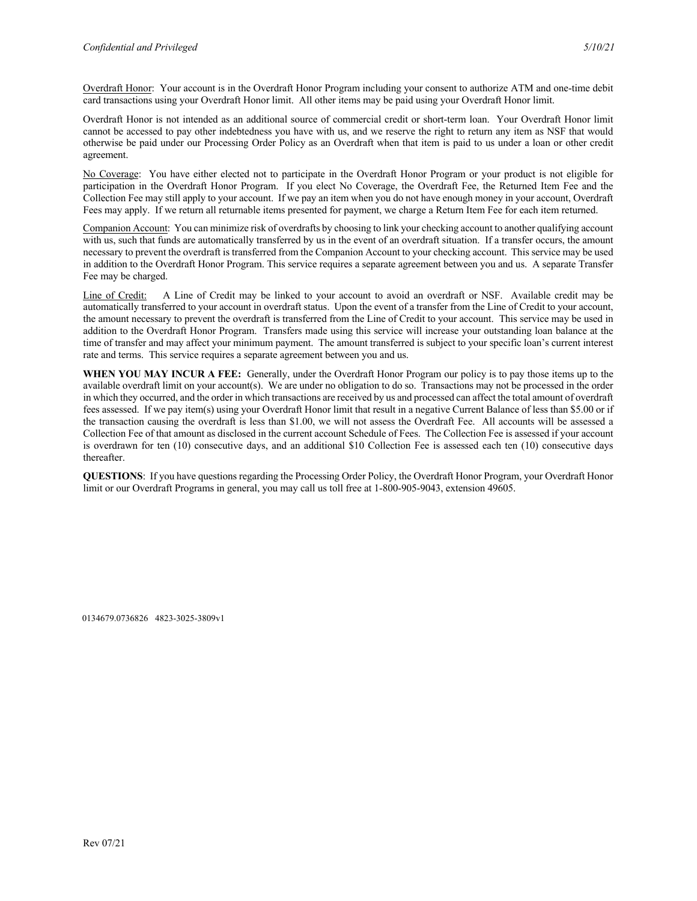Overdraft Honor: Your account is in the Overdraft Honor Program including your consent to authorize ATM and one-time debit card transactions using your Overdraft Honor limit. All other items may be paid using your Overdraft Honor limit.

Overdraft Honor is not intended as an additional source of commercial credit or short-term loan. Your Overdraft Honor limit cannot be accessed to pay other indebtedness you have with us, and we reserve the right to return any item as NSF that would otherwise be paid under our Processing Order Policy as an Overdraft when that item is paid to us under a loan or other credit agreement.

No Coverage: You have either elected not to participate in the Overdraft Honor Program or your product is not eligible for participation in the Overdraft Honor Program. If you elect No Coverage, the Overdraft Fee, the Returned Item Fee and the Collection Fee may still apply to your account. If we pay an item when you do not have enough money in your account, Overdraft Fees may apply. If we return all returnable items presented for payment, we charge a Return Item Fee for each item returned.

Companion Account: You can minimize risk of overdrafts by choosing to link your checking account to another qualifying account with us, such that funds are automatically transferred by us in the event of an overdraft situation. If a transfer occurs, the amount necessary to prevent the overdraft is transferred from the Companion Account to your checking account. This service may be used in addition to the Overdraft Honor Program. This service requires a separate agreement between you and us. A separate Transfer Fee may be charged.

Line of Credit: A Line of Credit may be linked to your account to avoid an overdraft or NSF. Available credit may be automatically transferred to your account in overdraft status. Upon the event of a transfer from the Line of Credit to your account, the amount necessary to prevent the overdraft is transferred from the Line of Credit to your account. This service may be used in addition to the Overdraft Honor Program. Transfers made using this service will increase your outstanding loan balance at the time of transfer and may affect your minimum payment. The amount transferred is subject to your specific loan's current interest rate and terms. This service requires a separate agreement between you and us.

**WHEN YOU MAY INCUR A FEE:** Generally, under the Overdraft Honor Program our policy is to pay those items up to the available overdraft limit on your account(s). We are under no obligation to do so. Transactions may not be processed in the order in which they occurred, and the order in which transactions are received by us and processed can affect the total amount of overdraft fees assessed. If we pay item(s) using your Overdraft Honor limit that result in a negative Current Balance of less than $5.00 or if the transaction causing the overdraft is less than $1.00, we will not assess the Overdraft Fee. All accounts will be assessed a Collection Fee of that amount as disclosed in the current account Schedule of Fees. The Collection Fee is assessed if your account is overdrawn for ten (10) consecutive days, and an additional $10 Collection Fee is assessed each ten (10) consecutive days thereafter.

**QUESTIONS**: If you have questions regarding the Processing Order Policy, the Overdraft Honor Program, your Overdraft Honor limit or our Overdraft Programs in general, you may call us toll free at 1-800-905-9043, extension 49605.

0134679.0736826 4823-3025-3809v1

Rev 07/21